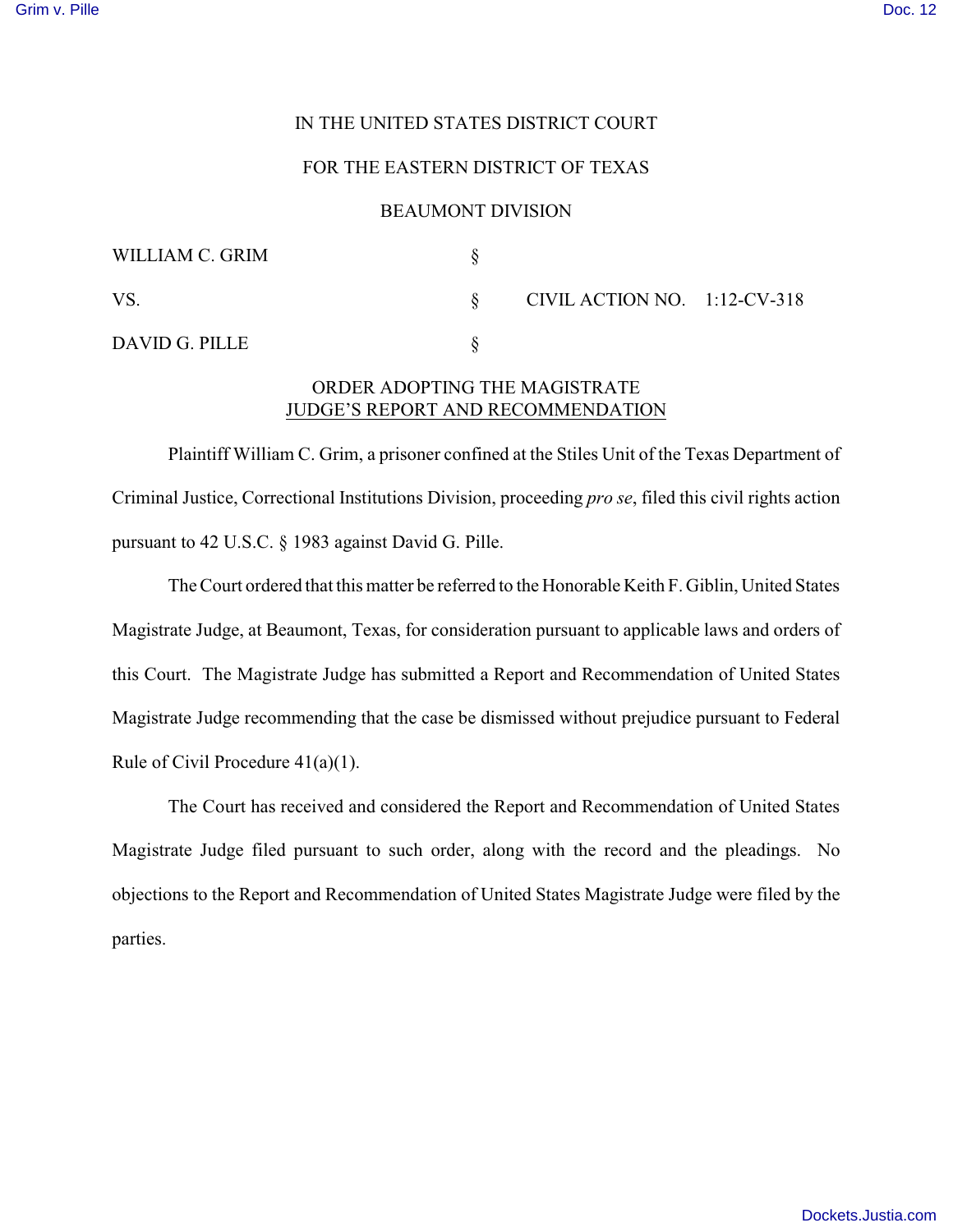IN THE UNITED STATES DISTRICT COURT

FOR THE EASTERN DISTRICT OF TEXAS

BEAUMONT DIVISION

| | | |
|---|---|---|
| WILLIAM C. GRIM | § | |
| VS. | § | CIVIL ACTION NO. 1:12-CV-318 |
| DAVID G. PILLE | § | |

ORDER ADOPTING THE MAGISTRATE JUDGE'S REPORT AND RECOMMENDATION

Plaintiff William C. Grim, a prisoner confined at the Stiles Unit of the Texas Department of Criminal Justice, Correctional Institutions Division, proceeding *pro se*, filed this civil rights action pursuant to 42 U.S.C. § 1983 against David G. Pille.

The Court ordered that this matter be referred to the Honorable Keith F. Giblin, United States Magistrate Judge, at Beaumont, Texas, for consideration pursuant to applicable laws and orders of this Court. The Magistrate Judge has submitted a Report and Recommendation of United States Magistrate Judge recommending that the case be dismissed without prejudice pursuant to Federal Rule of Civil Procedure 41(a)(1).

The Court has received and considered the Report and Recommendation of United States Magistrate Judge filed pursuant to such order, along with the record and the pleadings. No objections to the Report and Recommendation of United States Magistrate Judge were filed by the parties.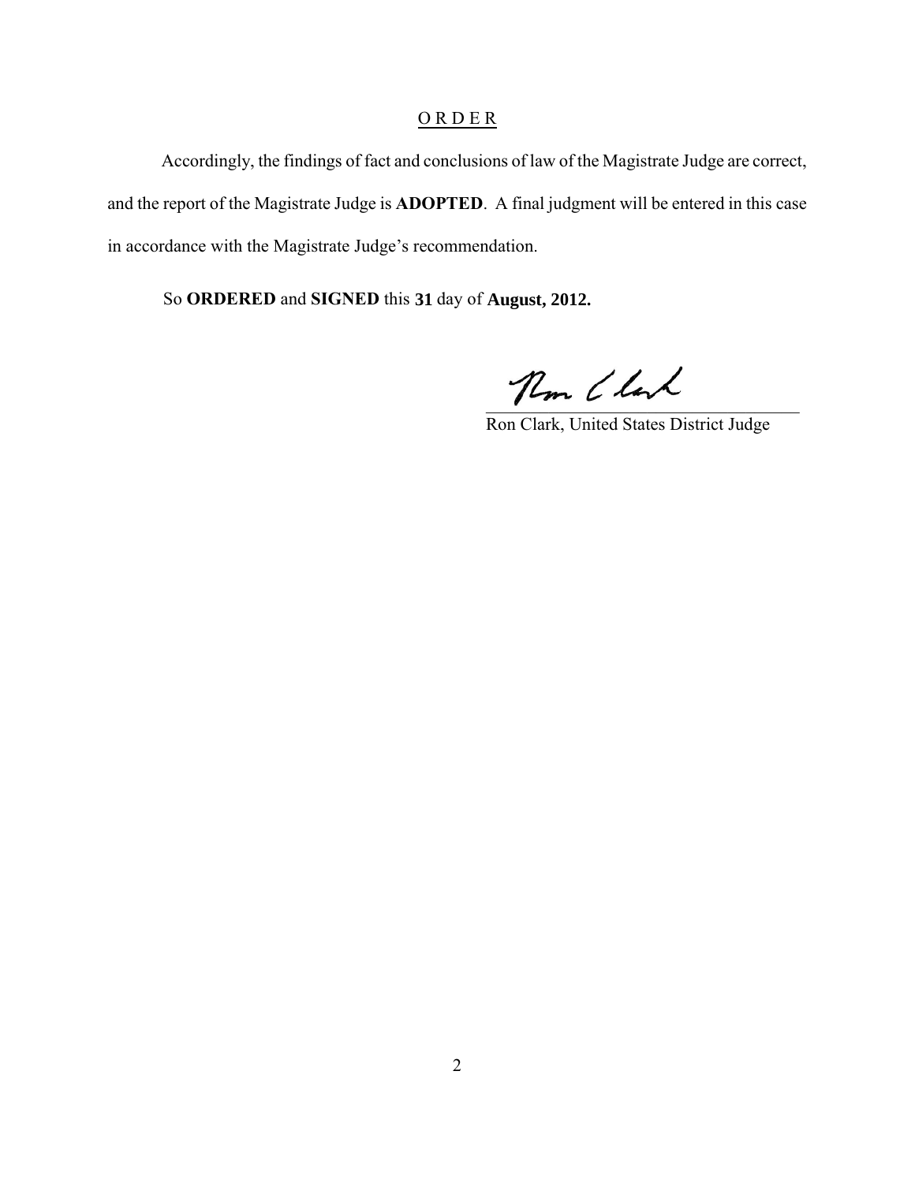# ORDER

Accordingly, the findings of fact and conclusions of law of the Magistrate Judge are correct, and the report of the Magistrate Judge is **ADOPTED**. A final judgment will be entered in this case in accordance with the Magistrate Judge's recommendation.

So **ORDERED** and **SIGNED** this **31** day of **August, 2012.**

Ron Clark, United States District Judge